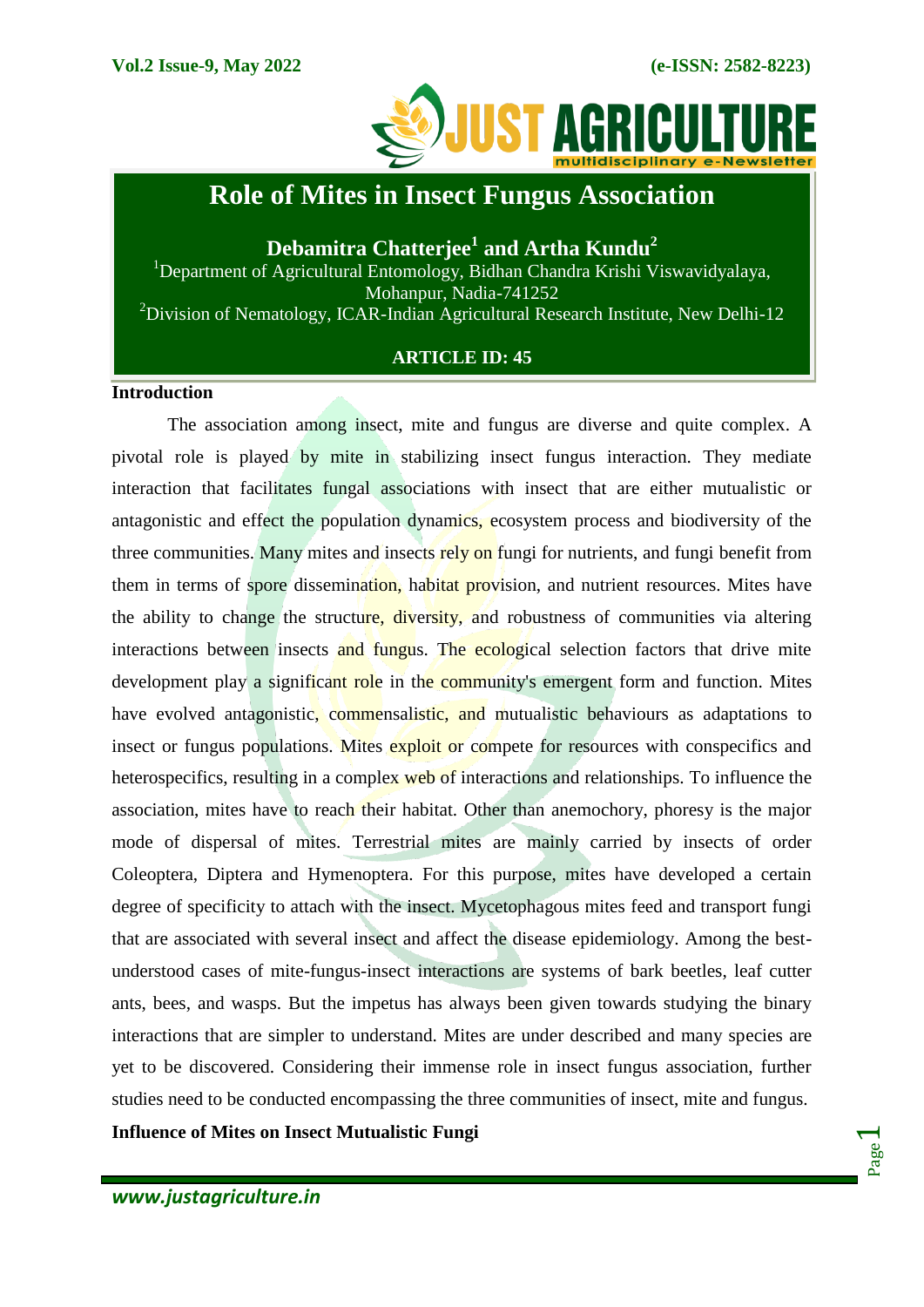# Role of Mites in Insect Fungus Association

**Debamitra Chatterjee[1] and Artha Kundu[2]**

[1]Department of Agricultural Entomology, Bidhan Chandra Krishi Viswavidyalaya, Mohanpur, Nadia-741252

[2]Division of Nematology, ICAR-Indian Agricultural Research Institute, New Delhi-12

**ARTICLE ID: 45**

## Introduction

The association among insect, mite and fungus are diverse and quite complex. A pivotal role is played by mite in stabilizing insect fungus interaction. They mediate interaction that facilitates fungal associations with insect that are either mutualistic or antagonistic and effect the population dynamics, ecosystem process and biodiversity of the three communities. Many mites and insects rely on fungi for nutrients, and fungi benefit from them in terms of spore dissemination, habitat provision, and nutrient resources. Mites have the ability to change the structure, diversity, and robustness of communities via altering interactions between insects and fungus. The ecological selection factors that drive mite development play a significant role in the community's emergent form and function. Mites have evolved antagonistic, commensalistic, and mutualistic behaviours as adaptations to insect or fungus populations. Mites exploit or compete for resources with conspecifics and heterospecifics, resulting in a complex web of interactions and relationships. To influence the association, mites have to reach their habitat. Other than anemochory, phoresy is the major mode of dispersal of mites. Terrestrial mites are mainly carried by insects of order Coleoptera, Diptera and Hymenoptera. For this purpose, mites have developed a certain degree of specificity to attach with the insect. Mycetophagous mites feed and transport fungi that are associated with several insect and affect the disease epidemiology. Among the best-understood cases of mite-fungus-insect interactions are systems of bark beetles, leaf cutter ants, bees, and wasps. But the impetus has always been given towards studying the binary interactions that are simpler to understand. Mites are under described and many species are yet to be discovered. Considering their immense role in insect fungus association, further studies need to be conducted encompassing the three communities of insect, mite and fungus.

## Influence of Mites on Insect Mutualistic Fungi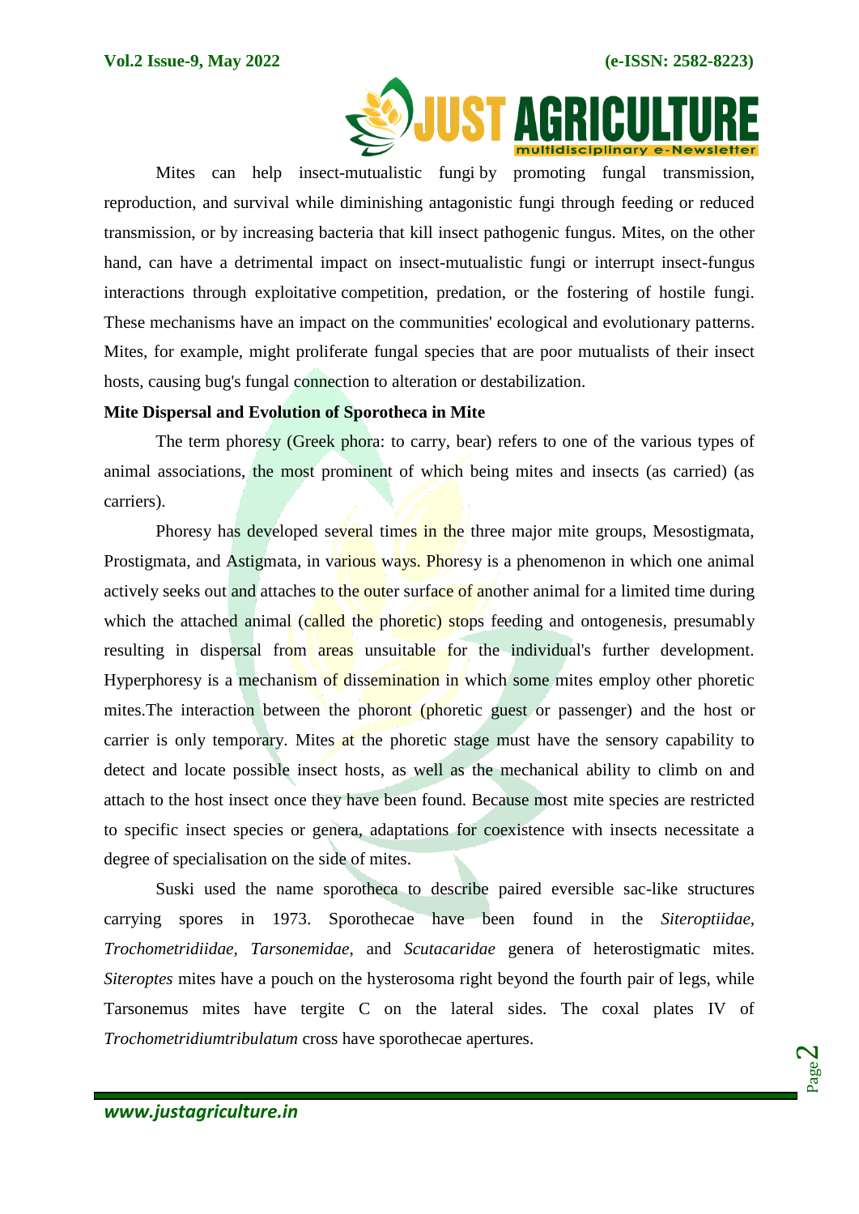Mites can help insect-mutualistic fungi by promoting fungal transmission, reproduction, and survival while diminishing antagonistic fungi through feeding or reduced transmission, or by increasing bacteria that kill insect pathogenic fungus. Mites, on the other hand, can have a detrimental impact on insect-mutualistic fungi or interrupt insect-fungus interactions through exploitative competition, predation, or the fostering of hostile fungi. These mechanisms have an impact on the communities' ecological and evolutionary patterns. Mites, for example, might proliferate fungal species that are poor mutualists of their insect hosts, causing bug's fungal connection to alteration or destabilization.

**Mite Dispersal and Evolution of Sporotheca in Mite**

The term phoresy (Greek phora: to carry, bear) refers to one of the various types of animal associations, the most prominent of which being mites and insects (as carried) (as carriers).

Phoresy has developed several times in the three major mite groups, Mesostigmata, Prostigmata, and Astigmata, in various ways. Phoresy is a phenomenon in which one animal actively seeks out and attaches to the outer surface of another animal for a limited time during which the attached animal (called the phoretic) stops feeding and ontogenesis, presumably resulting in dispersal from areas unsuitable for the individual's further development. Hyperphoresy is a mechanism of dissemination in which some mites employ other phoretic mites.The interaction between the phoront (phoretic guest or passenger) and the host or carrier is only temporary. Mites at the phoretic stage must have the sensory capability to detect and locate possible insect hosts, as well as the mechanical ability to climb on and attach to the host insect once they have been found. Because most mite species are restricted to specific insect species or genera, adaptations for coexistence with insects necessitate a degree of specialisation on the side of mites.

Suski used the name sporotheca to describe paired eversible sac-like structures carrying spores in 1973. Sporothecae have been found in the *Siteroptiidae*, *Trochometridiidae*, *Tarsonemidae*, and *Scutacaridae* genera of heterostigmatic mites. *Siteroptes* mites have a pouch on the hysterosoma right beyond the fourth pair of legs, while Tarsonemus mites have tergite C on the lateral sides. The coxal plates IV of *Trochometridiumtribulatum* cross have sporothecae apertures.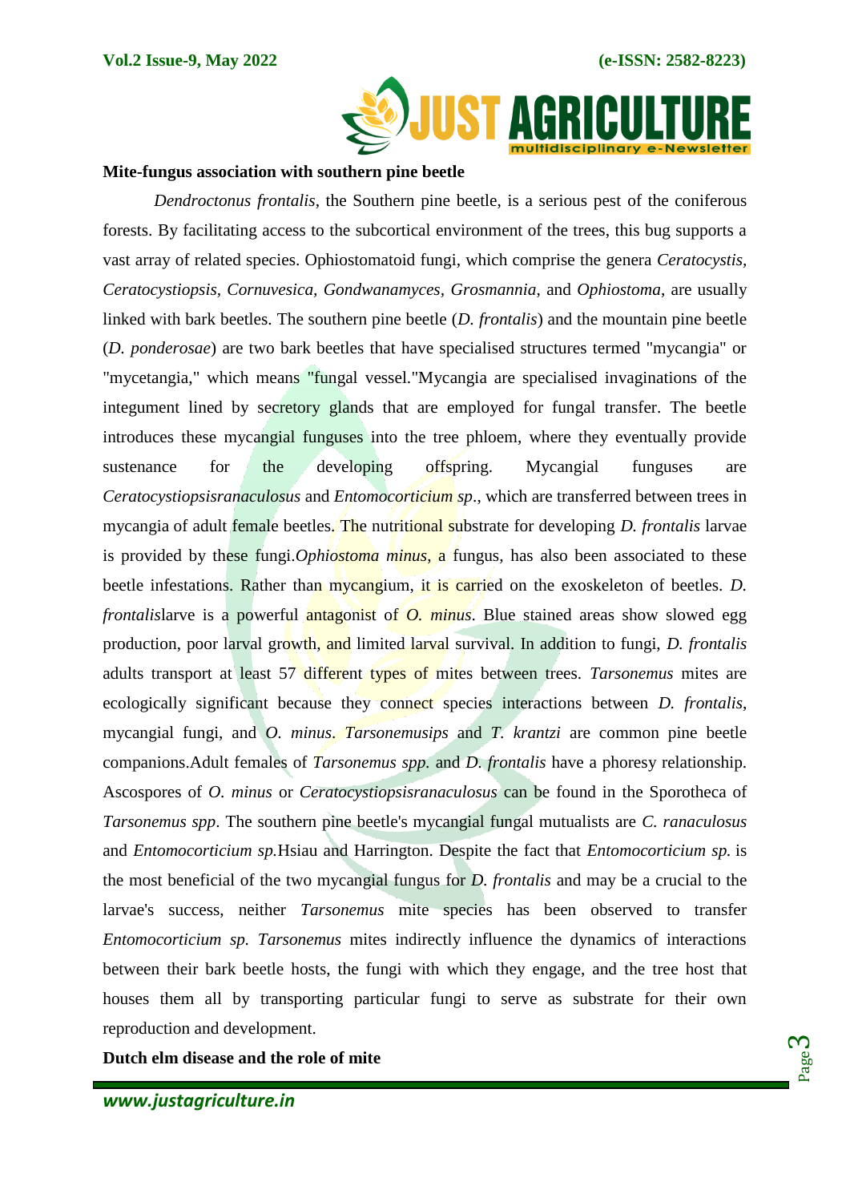**Mite-fungus association with southern pine beetle**

*Dendroctonus frontalis*, the Southern pine beetle, is a serious pest of the coniferous forests. By facilitating access to the subcortical environment of the trees, this bug supports a vast array of related species. Ophiostomatoid fungi, which comprise the genera *Ceratocystis*, *Ceratocystiopsis*, *Cornuvesica*, *Gondwanamyces*, *Grosmannia*, and *Ophiostoma*, are usually linked with bark beetles. The southern pine beetle (*D. frontalis*) and the mountain pine beetle (*D. ponderosae*) are two bark beetles that have specialised structures termed "mycangia" or "mycetangia," which means "fungal vessel."Mycangia are specialised invaginations of the integument lined by secretory glands that are employed for fungal transfer. The beetle introduces these mycangial funguses into the tree phloem, where they eventually provide sustenance for the developing offspring. Mycangial funguses are *Ceratocystiopsisranaculosus* and *Entomocorticium sp*., which are transferred between trees in mycangia of adult female beetles. The nutritional substrate for developing *D. frontalis* larvae is provided by these fungi.*Ophiostoma minus*, a fungus, has also been associated to these beetle infestations. Rather than mycangium, it is carried on the exoskeleton of beetles. *D. frontalis*larve is a powerful antagonist of *O. minus*. Blue stained areas show slowed egg production, poor larval growth, and limited larval survival. In addition to fungi, *D. frontalis* adults transport at least 57 different types of mites between trees. *Tarsonemus* mites are ecologically significant because they connect species interactions between *D. frontalis*, mycangial fungi, and *O. minus*. *Tarsonemusips* and *T. krantzi* are common pine beetle companions.Adult females of *Tarsonemus spp.* and *D. frontalis* have a phoresy relationship. Ascospores of *O. minus* or *Ceratocystiopsisranaculosus* can be found in the Sporotheca of *Tarsonemus spp*. The southern pine beetle's mycangial fungal mutualists are *C. ranaculosus* and *Entomocorticium sp.*Hsiau and Harrington. Despite the fact that *Entomocorticium sp.* is the most beneficial of the two mycangial fungus for *D. frontalis* and may be a crucial to the larvae's success, neither *Tarsonemus* mite species has been observed to transfer *Entomocorticium sp. Tarsonemus* mites indirectly influence the dynamics of interactions between their bark beetle hosts, the fungi with which they engage, and the tree host that houses them all by transporting particular fungi to serve as substrate for their own reproduction and development.

**Dutch elm disease and the role of mite**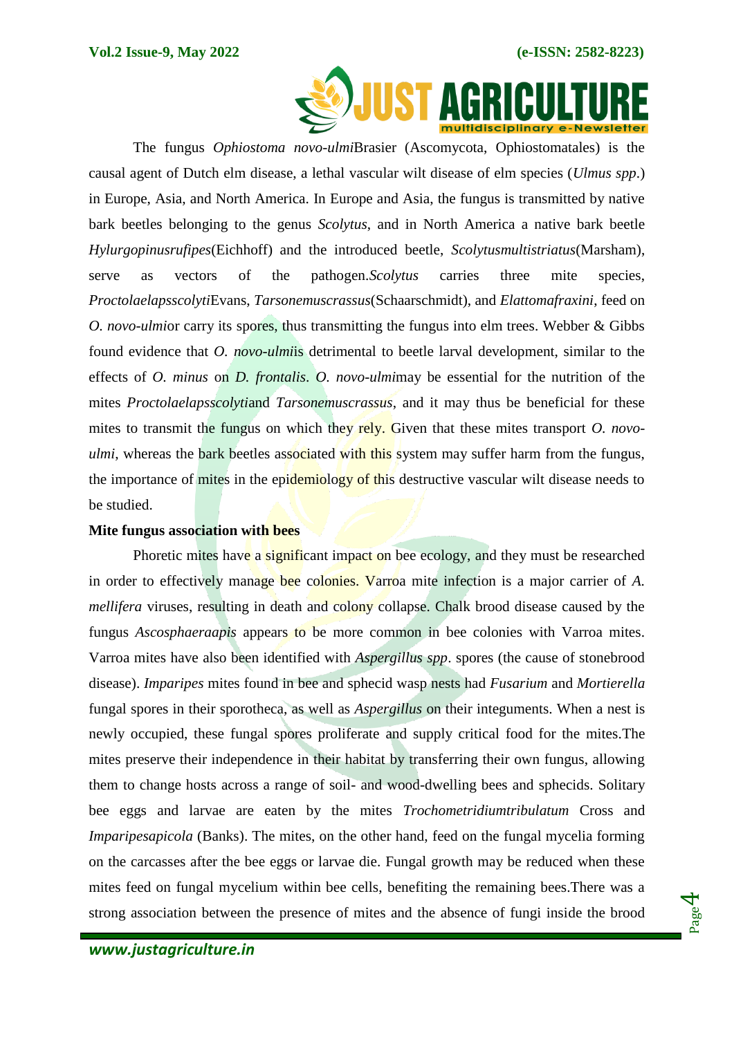The fungus *Ophiostoma novo-ulmi*Brasier (Ascomycota, Ophiostomatales) is the causal agent of Dutch elm disease, a lethal vascular wilt disease of elm species (*Ulmus spp*.) in Europe, Asia, and North America. In Europe and Asia, the fungus is transmitted by native bark beetles belonging to the genus *Scolytus*, and in North America a native bark beetle *Hylurgopinusrufipes*(Eichhoff) and the introduced beetle, *Scolytusmultistriatus*(Marsham), serve as vectors of the pathogen.*Scolytus* carries three mite species, *Proctolaelapsscolyti*Evans, *Tarsonemuscrassus*(Schaarschmidt), and *Elattomafraxini*, feed on *O. novo-ulmi*or carry its spores, thus transmitting the fungus into elm trees. Webber & Gibbs found evidence that *O. novo-ulmi*is detrimental to beetle larval development, similar to the effects of *O. minus* on *D. frontalis*. *O. novo-ulmi*may be essential for the nutrition of the mites *Proctolaelapsscolyti*and *Tarsonemuscrassus*, and it may thus be beneficial for these mites to transmit the fungus on which they rely. Given that these mites transport *O. novo-ulmi*, whereas the bark beetles associated with this system may suffer harm from the fungus, the importance of mites in the epidemiology of this destructive vascular wilt disease needs to be studied.

**Mite fungus association with bees**

Phoretic mites have a significant impact on bee ecology, and they must be researched in order to effectively manage bee colonies. Varroa mite infection is a major carrier of *A. mellifera* viruses, resulting in death and colony collapse. Chalk brood disease caused by the fungus *Ascosphaeraapis* appears to be more common in bee colonies with Varroa mites. Varroa mites have also been identified with *Aspergillus spp*. spores (the cause of stonebrood disease). *Imparipes* mites found in bee and sphecid wasp nests had *Fusarium* and *Mortierella* fungal spores in their sporotheca, as well as *Aspergillus* on their integuments. When a nest is newly occupied, these fungal spores proliferate and supply critical food for the mites.The mites preserve their independence in their habitat by transferring their own fungus, allowing them to change hosts across a range of soil- and wood-dwelling bees and sphecids. Solitary bee eggs and larvae are eaten by the mites *Trochometridiumtribulatum* Cross and *Imparipesapicola* (Banks). The mites, on the other hand, feed on the fungal mycelia forming on the carcasses after the bee eggs or larvae die. Fungal growth may be reduced when these mites feed on fungal mycelium within bee cells, benefiting the remaining bees.There was a strong association between the presence of mites and the absence of fungi inside the brood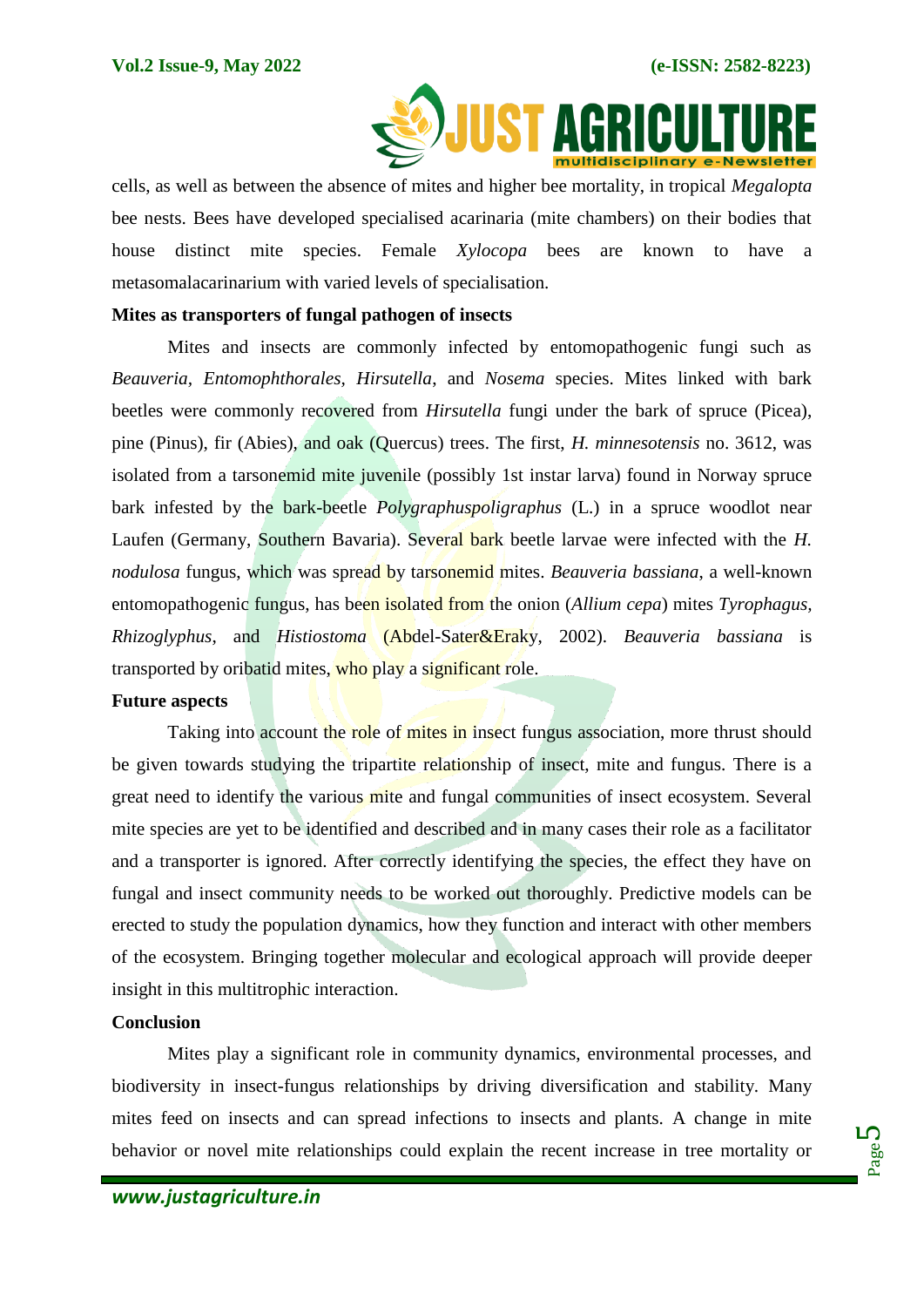cells, as well as between the absence of mites and higher bee mortality, in tropical *Megalopta* bee nests. Bees have developed specialised acarinaria (mite chambers) on their bodies that house distinct mite species. Female *Xylocopa* bees are known to have a metasomalacarinarium with varied levels of specialisation.

**Mites as transporters of fungal pathogen of insects**

Mites and insects are commonly infected by entomopathogenic fungi such as *Beauveria*, *Entomophthorales*, *Hirsutella*, and *Nosema* species. Mites linked with bark beetles were commonly recovered from *Hirsutella* fungi under the bark of spruce (Picea), pine (Pinus), fir (Abies), and oak (Quercus) trees. The first, *H. minnesotensis* no. 3612, was isolated from a tarsonemid mite juvenile (possibly 1st instar larva) found in Norway spruce bark infested by the bark-beetle *Polygraphuspoligraphus* (L.) in a spruce woodlot near Laufen (Germany, Southern Bavaria). Several bark beetle larvae were infected with the *H. nodulosa* fungus, which was spread by tarsonemid mites. *Beauveria bassiana*, a well-known entomopathogenic fungus, has been isolated from the onion (*Allium cepa*) mites *Tyrophagus*, *Rhizoglyphus*, and *Histiostoma* (Abdel-Sater&Eraky, 2002). *Beauveria bassiana* is transported by oribatid mites, who play a significant role.

**Future aspects**

Taking into account the role of mites in insect fungus association, more thrust should be given towards studying the tripartite relationship of insect, mite and fungus. There is a great need to identify the various mite and fungal communities of insect ecosystem. Several mite species are yet to be identified and described and in many cases their role as a facilitator and a transporter is ignored. After correctly identifying the species, the effect they have on fungal and insect community needs to be worked out thoroughly. Predictive models can be erected to study the population dynamics, how they function and interact with other members of the ecosystem. Bringing together molecular and ecological approach will provide deeper insight in this multitrophic interaction.

**Conclusion**

Mites play a significant role in community dynamics, environmental processes, and biodiversity in insect-fungus relationships by driving diversification and stability. Many mites feed on insects and can spread infections to insects and plants. A change in mite behavior or novel mite relationships could explain the recent increase in tree mortality or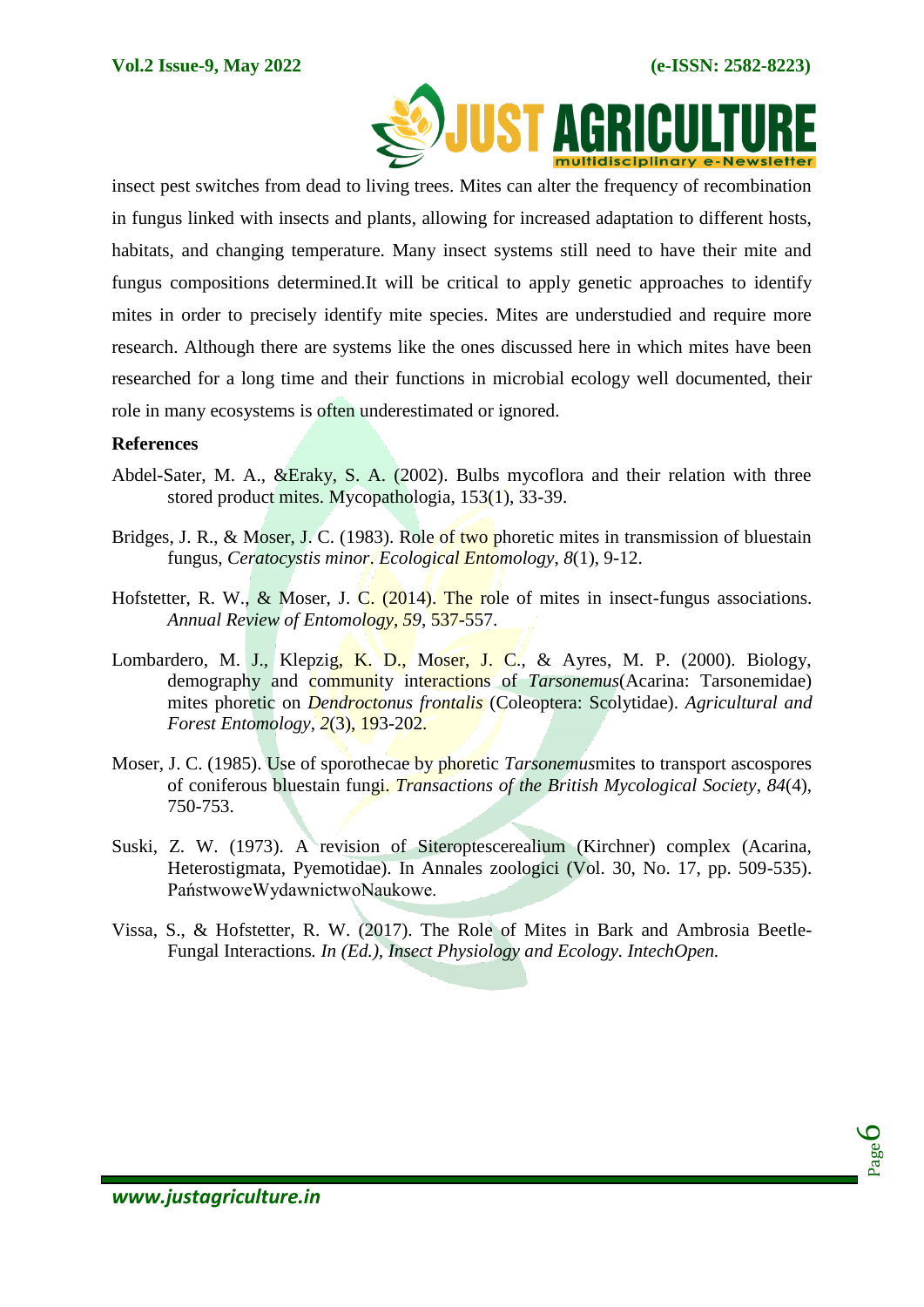insect pest switches from dead to living trees. Mites can alter the frequency of recombination in fungus linked with insects and plants, allowing for increased adaptation to different hosts, habitats, and changing temperature. Many insect systems still need to have their mite and fungus compositions determined.It will be critical to apply genetic approaches to identify mites in order to precisely identify mite species. Mites are understudied and require more research. Although there are systems like the ones discussed here in which mites have been researched for a long time and their functions in microbial ecology well documented, their role in many ecosystems is often underestimated or ignored.

**References**

Abdel-Sater, M. A., &Eraky, S. A. (2002). Bulbs mycoflora and their relation with three stored product mites. Mycopathologia, 153(1), 33-39.

Bridges, J. R., & Moser, J. C. (1983). Role of two phoretic mites in transmission of bluestain fungus, *Ceratocystis minor*. *Ecological Entomology*, *8*(1), 9-12.

Hofstetter, R. W., & Moser, J. C. (2014). The role of mites in insect-fungus associations. *Annual Review of Entomology*, *59*, 537-557.

Lombardero, M. J., Klepzig, K. D., Moser, J. C., & Ayres, M. P. (2000). Biology, demography and community interactions of *Tarsonemus*(Acarina: Tarsonemidae) mites phoretic on *Dendroctonus frontalis* (Coleoptera: Scolytidae). *Agricultural and Forest Entomology*, *2*(3), 193-202.

Moser, J. C. (1985). Use of sporothecae by phoretic *Tarsonemus*mites to transport ascospores of coniferous bluestain fungi. *Transactions of the British Mycological Society*, *84*(4), 750-753.

Suski, Z. W. (1973). A revision of Siteroptescerealium (Kirchner) complex (Acarina, Heterostigmata, Pyemotidae). In Annales zoologici (Vol. 30, No. 17, pp. 509-535). Pańs­twoweWydawnictwoNaukowe.

Vissa, S., & Hofstetter, R. W. (2017). The Role of Mites in Bark and Ambrosia Beetle-Fungal Interactions. *In (Ed.), Insect Physiology and Ecology. IntechOpen.*